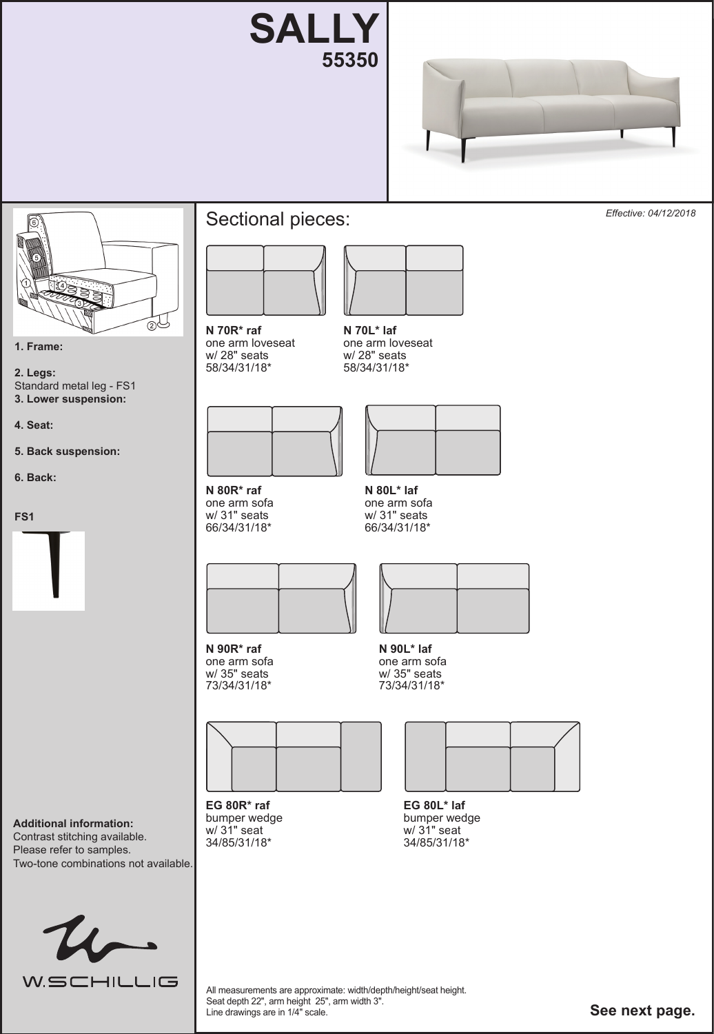# SALLY

## 55350

*Effective: 04/12/2018*

1. **Frame:**

2. **Legs:**
Standard metal leg - FS1

3. **Lower suspension:**

4. **Seat:**

5. **Back suspension:**

6. **Back:**

**FS1**

**Additional information:**
Contrast stitching available.
Please refer to samples.
Two-tone combinations not available.

W.SCHILLIG

## Sectional pieces:

**N 70R* raf**
one arm loveseat
w/ 28" seats
58/34/31/18*

**N 70L* laf**
one arm loveseat
w/ 28" seats
58/34/31/18*

**N 80R* raf**
one arm sofa
w/ 31" seats
66/34/31/18*

**N 80L* laf**
one arm sofa
w/ 31" seats
66/34/31/18*

**N 90R* raf**
one arm sofa
w/ 35" seats
73/34/31/18*

**N 90L* laf**
one arm sofa
w/ 35" seats
73/34/31/18*

**EG 80R* raf**
bumper wedge
w/ 31" seat
34/85/31/18*

**EG 80L* laf**
bumper wedge
w/ 31" seat
34/85/31/18*

All measurements are approximate: width/depth/height/seat height.
Seat depth 22", arm height 25", arm width 3".
Line drawings are in 1/4" scale.

**See next page.**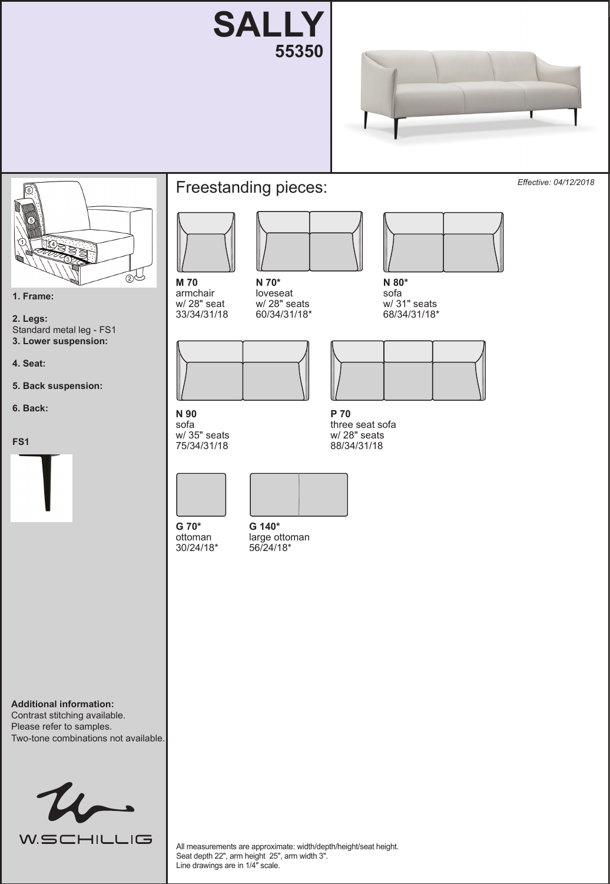# SALLY

## 55350

### Freestanding pieces:

*Effective: 04/12/2018*

**M 70**
armchair
w/ 28" seat
33/34/31/18

**N 70***
loveseat
w/ 28" seats
60/34/31/18*

**N 80***
sofa
w/ 31" seats
68/34/31/18*

**N 90**
sofa
w/ 35" seats
75/34/31/18

**P 70**
three seat sofa
w/ 28" seats
88/34/31/18

**G 70***
ottoman
30/24/18*

**G 140***
large ottoman
56/24/18*

**1. Frame:**

**2. Legs:**
Standard metal leg - FS1

**3. Lower suspension:**

**4. Seat:**

**5. Back suspension:**

**6. Back:**

**FS1**

**Additional information:**
Contrast stitching available.
Please refer to samples.
Two-tone combinations not available.

W.SCHILLIG

All measurements are approximate: width/depth/height/seat height.
Seat depth 22", arm height 25", arm width 3".
Line drawings are in 1/4" scale.